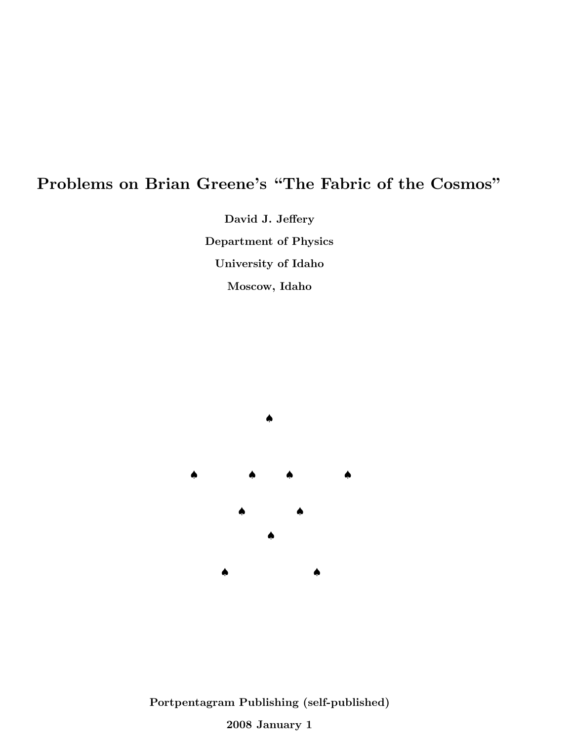# Problems on Brian Greene's "The Fabric of the Cosmos"

**David J. Jeffery**

**Department of Physics**

**University of Idaho**

**Moscow, Idaho**

♠

♠ ♠ ♠ ♠

♠ ♠

♠

♠ ♠

**Portpentagram Publishing (self-published)**

**2008 January 1**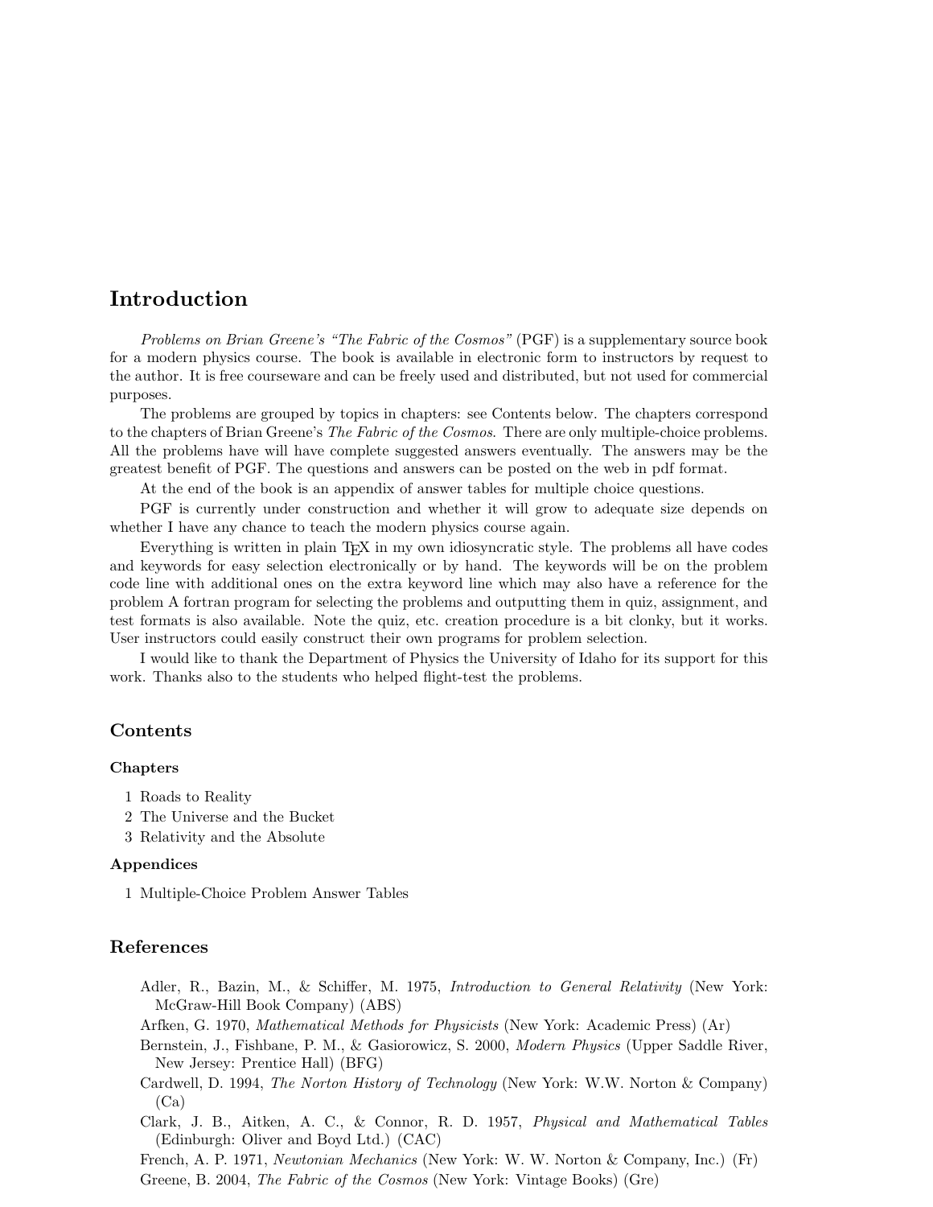## Introduction

*Problems on Brian Greene's "The Fabric of the Cosmos"* (PGF) is a supplementary source book for a modern physics course. The book is available in electronic form to instructors by request to the author. It is free courseware and can be freely used and distributed, but not used for commercial purposes.

The problems are grouped by topics in chapters: see Contents below. The chapters correspond to the chapters of Brian Greene's *The Fabric of the Cosmos*. There are only multiple-choice problems. All the problems have will have complete suggested answers eventually. The answers may be the greatest benefit of PGF. The questions and answers can be posted on the web in pdf format.

At the end of the book is an appendix of answer tables for multiple choice questions.

PGF is currently under construction and whether it will grow to adequate size depends on whether I have any chance to teach the modern physics course again.

Everything is written in plain TEX in my own idiosyncratic style. The problems all have codes and keywords for easy selection electronically or by hand. The keywords will be on the problem code line with additional ones on the extra keyword line which may also have a reference for the problem A fortran program for selecting the problems and outputting them in quiz, assignment, and test formats is also available. Note the quiz, etc. creation procedure is a bit clonky, but it works. User instructors could easily construct their own programs for problem selection.

I would like to thank the Department of Physics the University of Idaho for its support for this work. Thanks also to the students who helped flight-test the problems.

## Contents

### Chapters

1 Roads to Reality
2 The Universe and the Bucket
3 Relativity and the Absolute

### Appendices

1 Multiple-Choice Problem Answer Tables

## References

Adler, R., Bazin, M., & Schiffer, M. 1975, *Introduction to General Relativity* (New York: McGraw-Hill Book Company) (ABS)

Arfken, G. 1970, *Mathematical Methods for Physicists* (New York: Academic Press) (Ar)

Bernstein, J., Fishbane, P. M., & Gasiorowicz, S. 2000, *Modern Physics* (Upper Saddle River, New Jersey: Prentice Hall) (BFG)

Cardwell, D. 1994, *The Norton History of Technology* (New York: W.W. Norton & Company) (Ca)

Clark, J. B., Aitken, A. C., & Connor, R. D. 1957, *Physical and Mathematical Tables* (Edinburgh: Oliver and Boyd Ltd.) (CAC)

French, A. P. 1971, *Newtonian Mechanics* (New York: W. W. Norton & Company, Inc.) (Fr)

Greene, B. 2004, *The Fabric of the Cosmos* (New York: Vintage Books) (Gre)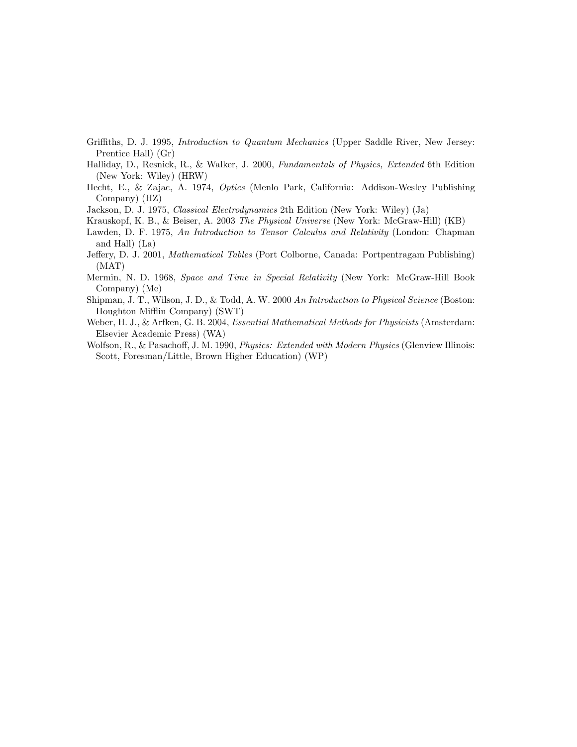Griffiths, D. J. 1995, *Introduction to Quantum Mechanics* (Upper Saddle River, New Jersey: Prentice Hall) (Gr)

Halliday, D., Resnick, R., & Walker, J. 2000, *Fundamentals of Physics, Extended* 6th Edition (New York: Wiley) (HRW)

Hecht, E., & Zajac, A. 1974, *Optics* (Menlo Park, California: Addison-Wesley Publishing Company) (HZ)

Jackson, D. J. 1975, *Classical Electrodynamics* 2th Edition (New York: Wiley) (Ja)

Krauskopf, K. B., & Beiser, A. 2003 *The Physical Universe* (New York: McGraw-Hill) (KB)

Lawden, D. F. 1975, *An Introduction to Tensor Calculus and Relativity* (London: Chapman and Hall) (La)

Jeffery, D. J. 2001, *Mathematical Tables* (Port Colborne, Canada: Portpentragam Publishing) (MAT)

Mermin, N. D. 1968, *Space and Time in Special Relativity* (New York: McGraw-Hill Book Company) (Me)

Shipman, J. T., Wilson, J. D., & Todd, A. W. 2000 *An Introduction to Physical Science* (Boston: Houghton Mifflin Company) (SWT)

Weber, H. J., & Arfken, G. B. 2004, *Essential Mathematical Methods for Physicists* (Amsterdam: Elsevier Academic Press) (WA)

Wolfson, R., & Pasachoff, J. M. 1990, *Physics: Extended with Modern Physics* (Glenview Illinois: Scott, Foresman/Little, Brown Higher Education) (WP)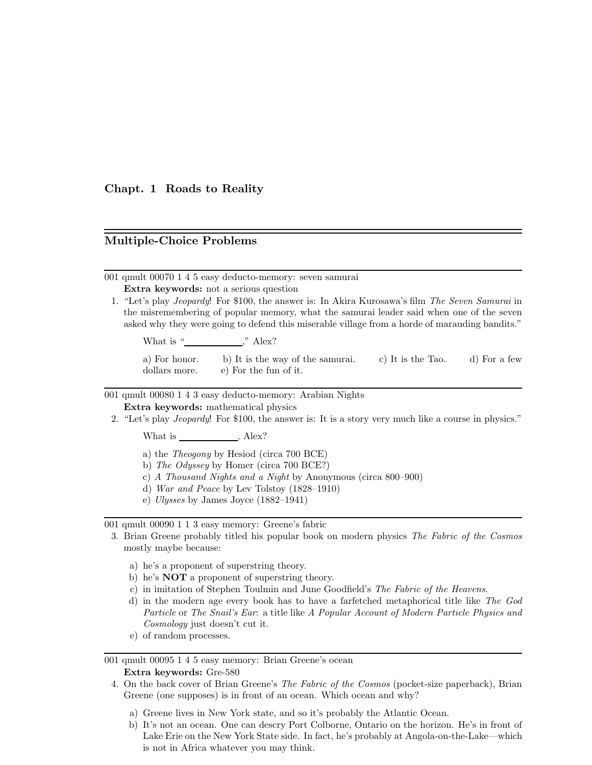## Chapt. 1 Roads to Reality

## Multiple-Choice Problems

001 qmult 00070 1 4 5 easy deducto-memory: seven samurai
**Extra keywords:** not a serious question

1. "Let's play *Jeopardy*! For $100, the answer is: In Akira Kurosawa's film *The Seven Samurai* in the misremembering of popular memory, what the samurai leader said when one of the seven asked why they were going to defend this miserable village from a horde of marauding bandits."

   What is "\_\_\_\_\_\_\_\_\_\_\_\_," Alex?

   a) For honor. b) It is the way of the samurai. c) It is the Tao. d) For a few dollars more. e) For the fun of it.

001 qmult 00080 1 4 3 easy deducto-memory: Arabian Nights
**Extra keywords:** mathematical physics

2. "Let's play *Jeopardy*! For $100, the answer is: It is a story very much like a course in physics."

   What is \_\_\_\_\_\_\_\_\_\_\_\_, Alex?

   a) the *Theogony* by Hesiod (circa 700 BCE)
   b) *The Odyssey* by Homer (circa 700 BCE?)
   c) *A Thousand Nights and a Night* by Anonymous (circa 800–900)
   d) *War and Peace* by Lev Tolstoy (1828–1910)
   e) *Ulysses* by James Joyce (1882–1941)

001 qmult 00090 1 1 3 easy memory: Greene's fabric

3. Brian Greene probably titled his popular book on modern physics *The Fabric of the Cosmos* mostly maybe because:

   a) he's a proponent of superstring theory.
   b) he's **NOT** a proponent of superstring theory.
   c) in imitation of Stephen Toulmin and June Goodfield's *The Fabric of the Heavens*.
   d) in the modern age every book has to have a farfetched metaphorical title like *The God Particle* or *The Snail's Ear*: a title like *A Popular Account of Modern Particle Physics and Cosmology* just doesn't cut it.
   e) of random processes.

001 qmult 00095 1 4 5 easy memory: Brian Greene's ocean
**Extra keywords:** Gre-580

4. On the back cover of Brian Greene's *The Fabric of the Cosmos* (pocket-size paperback), Brian Greene (one supposes) is in front of an ocean. Which ocean and why?

   a) Greene lives in New York state, and so it's probably the Atlantic Ocean.
   b) It's not an ocean. One can descry Port Colborne, Ontario on the horizon. He's in front of Lake Erie on the New York State side. In fact, he's probably at Angola-on-the-Lake—which is not in Africa whatever you may think.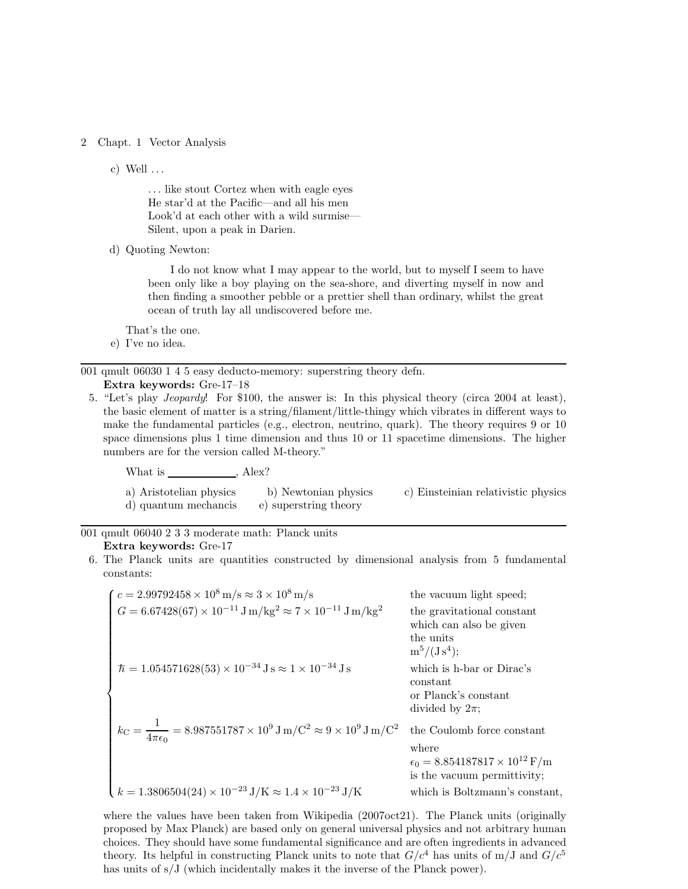c) Well . . .

> . . . like stout Cortez when with eagle eyes
> He star'd at the Pacific—and all his men
> Look'd at each other with a wild surmise—
> Silent, upon a peak in Darien.

d) Quoting Newton:

> I do not know what I may appear to the world, but to myself I seem to have been only like a boy playing on the sea-shore, and diverting myself in now and then finding a smoother pebble or a prettier shell than ordinary, whilst the great ocean of truth lay all undiscovered before me.

That's the one.

e) I've no idea.

---

001 qmult 06030 1 4 5 easy deducto-memory: superstring theory defn.
**Extra keywords:** Gre-17–18

5. "Let's play *Jeopardy*! For $100, the answer is: In this physical theory (circa 2004 at least), the basic element of matter is a string/filament/little-thingy which vibrates in different ways to make the fundamental particles (e.g., electron, neutrino, quark). The theory requires 9 or 10 space dimensions plus 1 time dimension and thus 10 or 11 spacetime dimensions. The higher numbers are for the version called M-theory."

   What is ____________, Alex?

   a) Aristotelian physics  b) Newtonian physics  c) Einsteinian relativistic physics
   d) quantum mechancis  e) superstring theory

---

001 qmult 06040 2 3 3 moderate math: Planck units
**Extra keywords:** Gre-17

6. The Planck units are quantities constructed by dimensional analysis from 5 fundamental constants:

$$
\begin{cases}
c = 2.99792458 \times 10^{8}\,\mathrm{m/s} \approx 3 \times 10^{8}\,\mathrm{m/s} & \text{the vacuum light speed;} \\
G = 6.67428(67) \times 10^{-11}\,\mathrm{J\,m/kg^2} \approx 7 \times 10^{-11}\,\mathrm{J\,m/kg^2} & \text{the gravitational constant which can also be given the units } \mathrm{m^5/(J\,s^4)}; \\
\hbar = 1.054571628(53) \times 10^{-34}\,\mathrm{J\,s} \approx 1 \times 10^{-34}\,\mathrm{J\,s} & \text{which is h-bar or Dirac's constant or Planck's constant divided by } 2\pi; \\
k_{\mathrm{C}} = \dfrac{1}{4\pi\epsilon_0} = 8.987551787 \times 10^{9}\,\mathrm{J\,m/C^2} \approx 9 \times 10^{9}\,\mathrm{J\,m/C^2} & \text{the Coulomb force constant where } \epsilon_0 = 8.854187817 \times 10^{12}\,\mathrm{F/m} \text{ is the vacuum permittivity;} \\
k = 1.3806504(24) \times 10^{-23}\,\mathrm{J/K} \approx 1.4 \times 10^{-23}\,\mathrm{J/K} & \text{which is Boltzmann's constant,}
\end{cases}
$$

   where the values have been taken from Wikipedia (2007oct21). The Planck units (originally proposed by Max Planck) are based only on general universal physics and not arbitrary human choices. They should have some fundamental significance and are often ingredients in advanced theory. Its helpful in constructing Planck units to note that $G/c^4$ has units of m/J and $G/c^5$ has units of s/J (which incidentally makes it the inverse of the Planck power).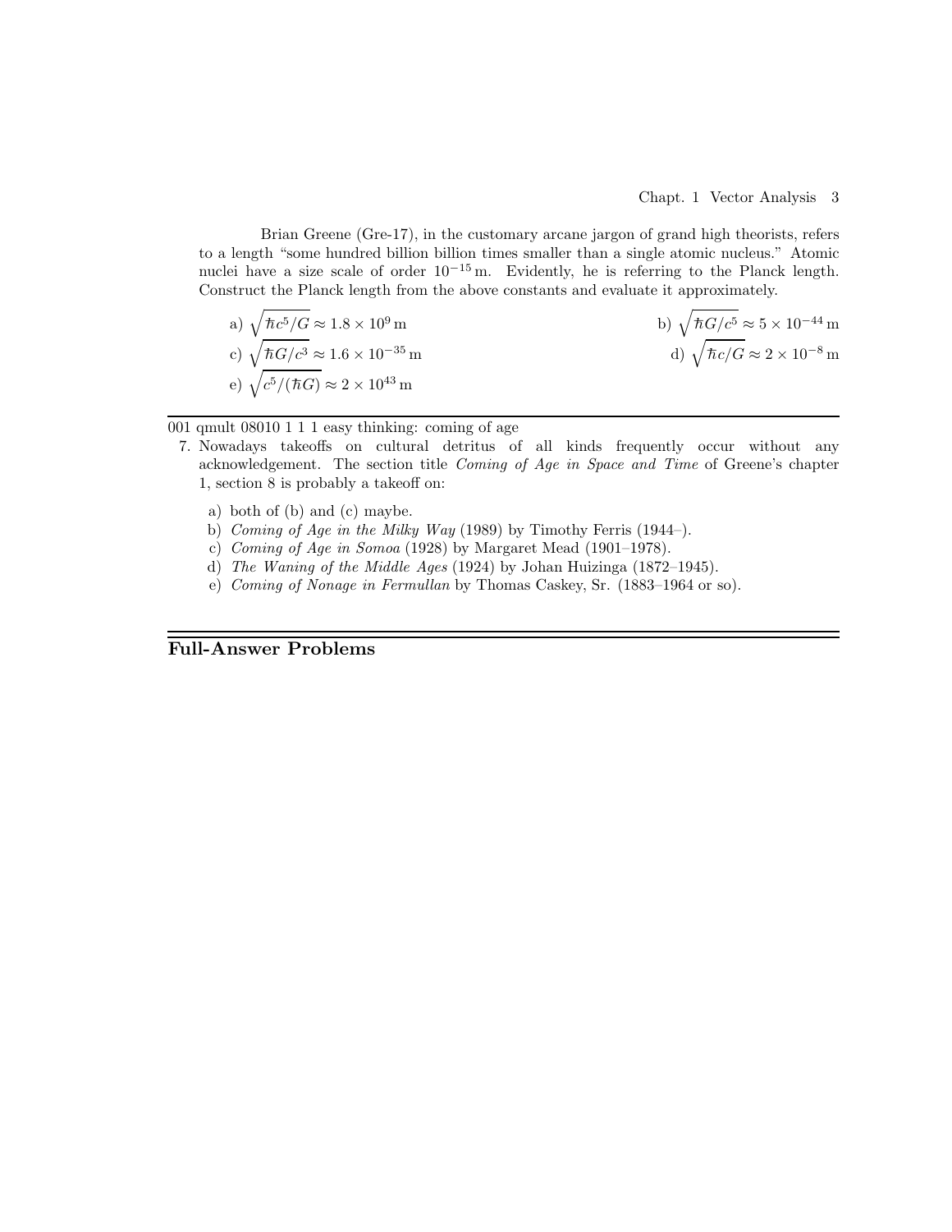Brian Greene (Gre-17), in the customary arcane jargon of grand high theorists, refers to a length "some hundred billion billion times smaller than a single atomic nucleus." Atomic nuclei have a size scale of order $10^{-15}$ m. Evidently, he is referring to the Planck length. Construct the Planck length from the above constants and evaluate it approximately.

a) $\sqrt{\hbar c^5/G} \approx 1.8 \times 10^{9}\,\text{m}$

b) $\sqrt{\hbar G/c^5} \approx 5 \times 10^{-44}\,\text{m}$

c) $\sqrt{\hbar G/c^3} \approx 1.6 \times 10^{-35}\,\text{m}$

d) $\sqrt{\hbar c/G} \approx 2 \times 10^{-8}\,\text{m}$

e) $\sqrt{c^5/(\hbar G)} \approx 2 \times 10^{43}\,\text{m}$

---

001 qmult 08010 1 1 1 easy thinking: coming of age

7. Nowadays takeoffs on cultural detritus of all kinds frequently occur without any acknowledgement. The section title *Coming of Age in Space and Time* of Greene's chapter 1, section 8 is probably a takeoff on:

   a) both of (b) and (c) maybe.
   b) *Coming of Age in the Milky Way* (1989) by Timothy Ferris (1944–).
   c) *Coming of Age in Somoa* (1928) by Margaret Mead (1901–1978).
   d) *The Waning of the Middle Ages* (1924) by Johan Huizinga (1872–1945).
   e) *Coming of Nonage in Fermullan* by Thomas Caskey, Sr. (1883–1964 or so).

---

## Full-Answer Problems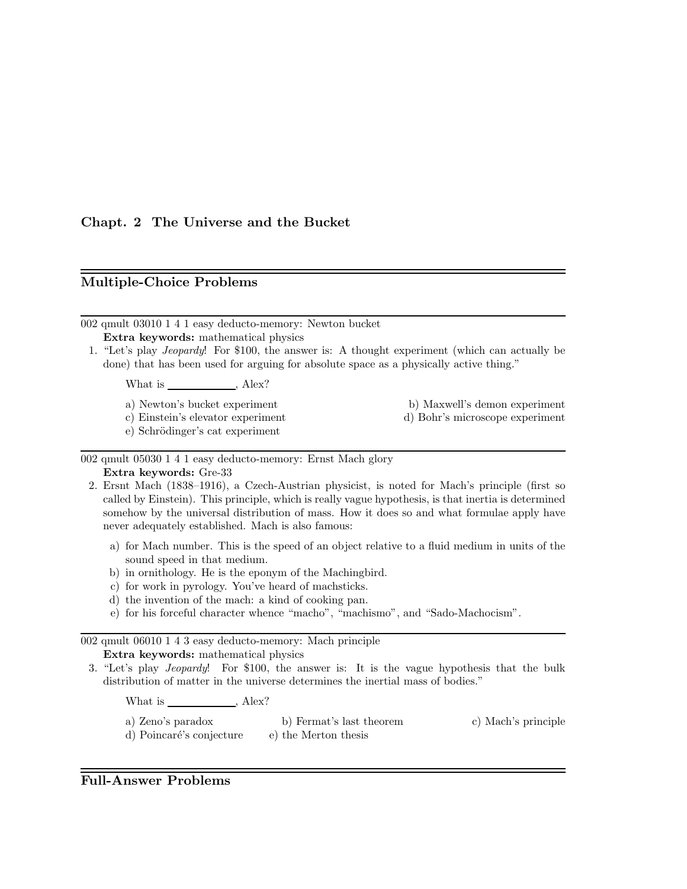## Chapt. 2 The Universe and the Bucket

## Multiple-Choice Problems

002 qmult 03010 1 4 1 easy deducto-memory: Newton bucket
**Extra keywords:** mathematical physics

1. "Let's play *Jeopardy*! For $100, the answer is: A thought experiment (which can actually be done) that has been used for arguing for absolute space as a physically active thing."

   What is ____________, Alex?

   a) Newton's bucket experiment
   b) Maxwell's demon experiment
   c) Einstein's elevator experiment
   d) Bohr's microscope experiment
   e) Schrödinger's cat experiment

002 qmult 05030 1 4 1 easy deducto-memory: Ernst Mach glory
**Extra keywords:** Gre-33

2. Ersnt Mach (1838–1916), a Czech-Austrian physicist, is noted for Mach's principle (first so called by Einstein). This principle, which is really vague hypothesis, is that inertia is determined somehow by the universal distribution of mass. How it does so and what formulae apply have never adequately established. Mach is also famous:

   a) for Mach number. This is the speed of an object relative to a fluid medium in units of the sound speed in that medium.
   b) in ornithology. He is the eponym of the Machingbird.
   c) for work in pyrology. You've heard of machsticks.
   d) the invention of the mach: a kind of cooking pan.
   e) for his forceful character whence "macho", "machismo", and "Sado-Machocism".

002 qmult 06010 1 4 3 easy deducto-memory: Mach principle
**Extra keywords:** mathematical physics

3. "Let's play *Jeopardy*! For $100, the answer is: It is the vague hypothesis that the bulk distribution of matter in the universe determines the inertial mass of bodies."

   What is ____________, Alex?

   a) Zeno's paradox
   b) Fermat's last theorem
   c) Mach's principle
   d) Poincaré's conjecture
   e) the Merton thesis

## Full-Answer Problems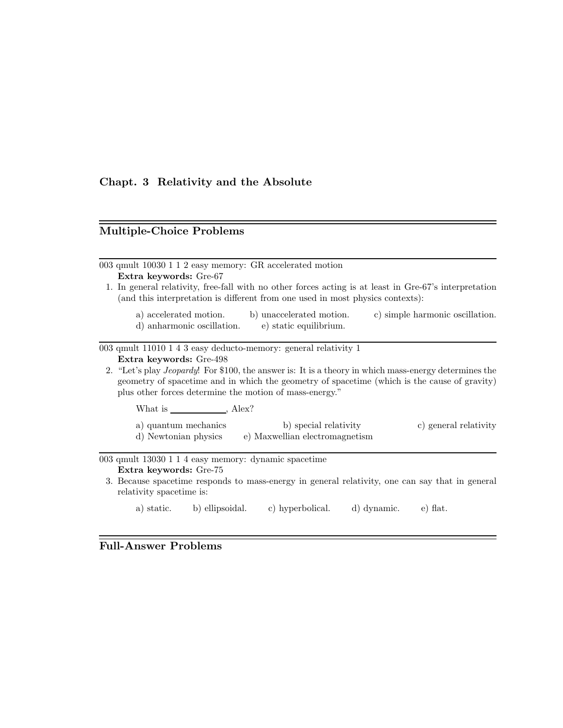## Chapt. 3 Relativity and the Absolute

## Multiple-Choice Problems

---

003 qmult 10030 1 1 2 easy memory: GR accelerated motion
**Extra keywords:** Gre-67

1. In general relativity, free-fall with no other forces acting is at least in Gre-67's interpretation (and this interpretation is different from one used in most physics contexts):

   a) accelerated motion. b) unaccelerated motion. c) simple harmonic oscillation. d) anharmonic oscillation. e) static equilibrium.

---

003 qmult 11010 1 4 3 easy deducto-memory: general relativity 1
**Extra keywords:** Gre-498

2. "Let's play *Jeopardy*! For $100, the answer is: It is a theory in which mass-energy determines the geometry of spacetime and in which the geometry of spacetime (which is the cause of gravity) plus other forces determine the motion of mass-energy."

   What is \_\_\_\_\_\_\_\_\_\_\_\_, Alex?

   a) quantum mechanics b) special relativity c) general relativity d) Newtonian physics e) Maxwellian electromagnetism

---

003 qmult 13030 1 1 4 easy memory: dynamic spacetime
**Extra keywords:** Gre-75

3. Because spacetime responds to mass-energy in general relativity, one can say that in general relativity spacetime is:

   a) static. b) ellipsoidal. c) hyperbolical. d) dynamic. e) flat.

## Full-Answer Problems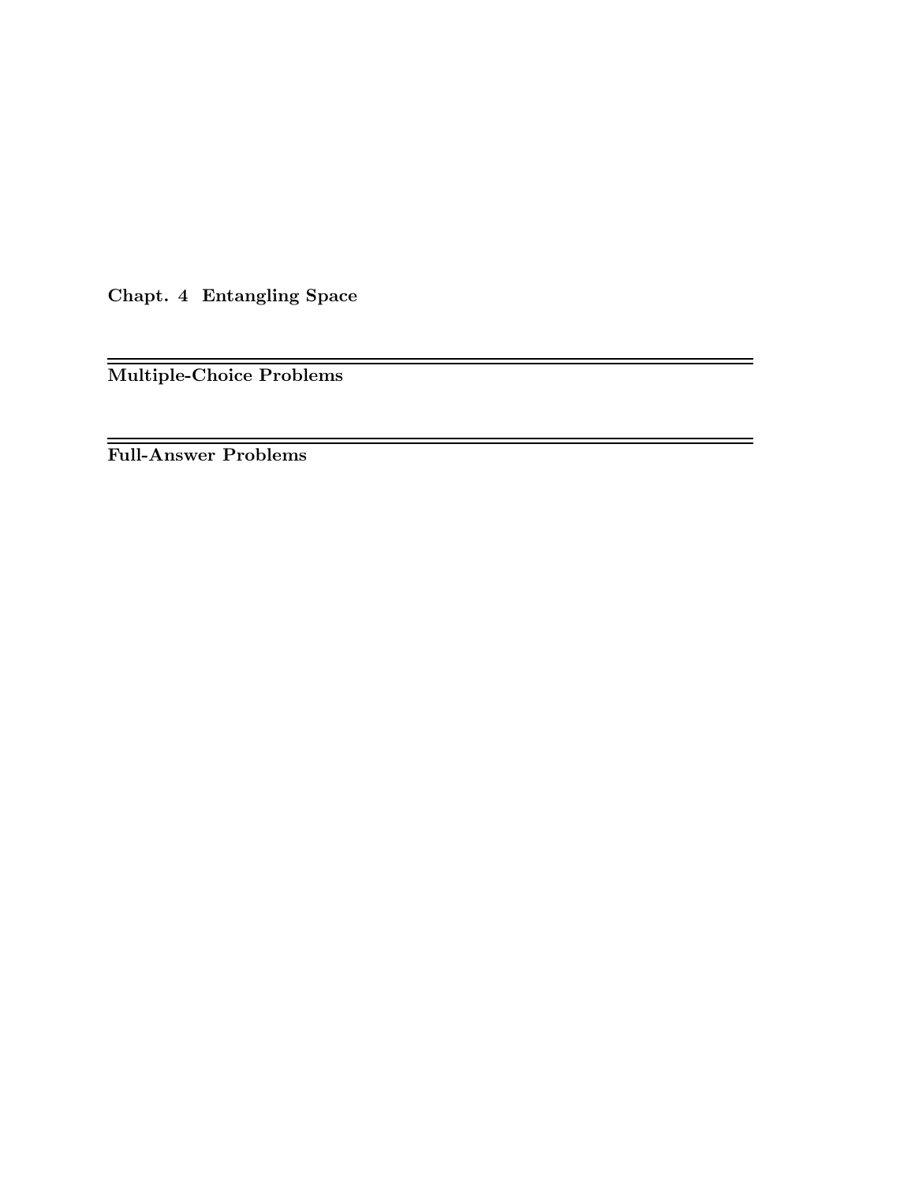**Chapt. 4 Entangling Space**

---

## Multiple-Choice Problems

---

## Full-Answer Problems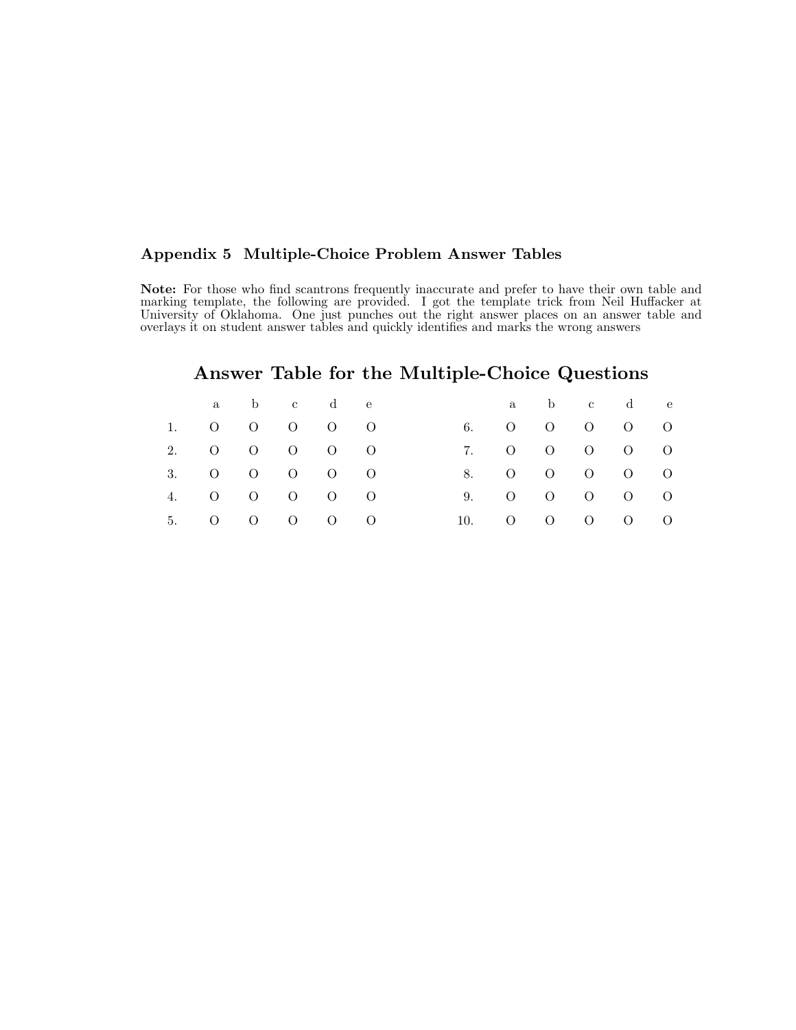## Appendix 5 Multiple-Choice Problem Answer Tables

**Note:** For those who find scantrons frequently inaccurate and prefer to have their own table and marking template, the following are provided. I got the template trick from Neil Huffacker at University of Oklahoma. One just punches out the right answer places on an answer table and overlays it on student answer tables and quickly identifies and marks the wrong answers

# Answer Table for the Multiple-Choice Questions

| | a | b | c | d | e | | a | b | c | d | e |
|---|---|---|---|---|---|---|---|---|---|---|---|
| 1. | O | O | O | O | O | 6. | O | O | O | O | O |
| 2. | O | O | O | O | O | 7. | O | O | O | O | O |
| 3. | O | O | O | O | O | 8. | O | O | O | O | O |
| 4. | O | O | O | O | O | 9. | O | O | O | O | O |
| 5. | O | O | O | O | O | 10. | O | O | O | O | O |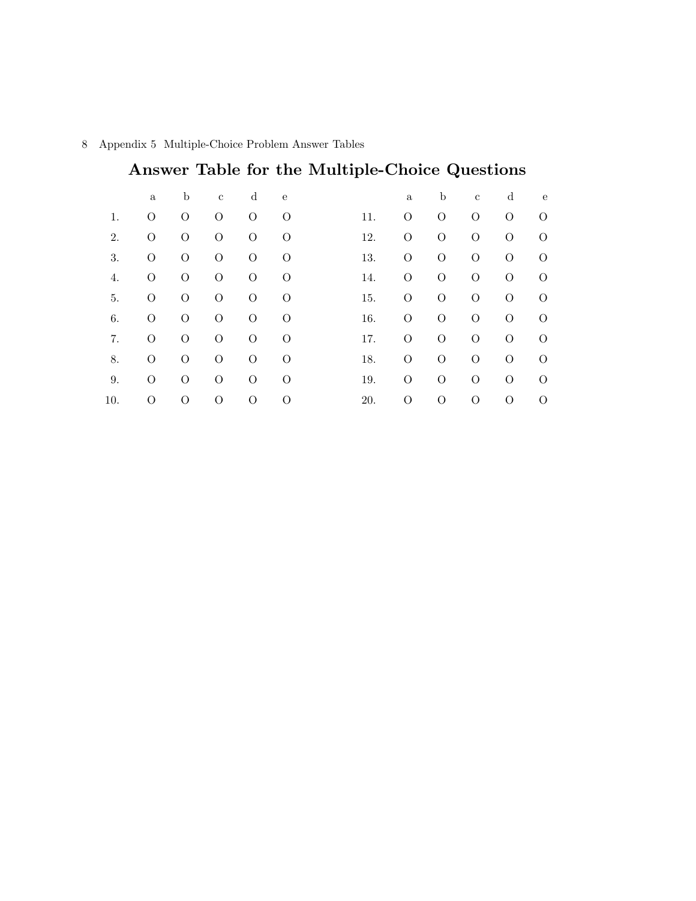## Answer Table for the Multiple-Choice Questions

|  | a | b | c | d | e |  |  | a | b | c | d | e |
|---|---|---|---|---|---|---|---|---|---|---|---|---|
| 1. | O | O | O | O | O |  | 11. | O | O | O | O | O |
| 2. | O | O | O | O | O |  | 12. | O | O | O | O | O |
| 3. | O | O | O | O | O |  | 13. | O | O | O | O | O |
| 4. | O | O | O | O | O |  | 14. | O | O | O | O | O |
| 5. | O | O | O | O | O |  | 15. | O | O | O | O | O |
| 6. | O | O | O | O | O |  | 16. | O | O | O | O | O |
| 7. | O | O | O | O | O |  | 17. | O | O | O | O | O |
| 8. | O | O | O | O | O |  | 18. | O | O | O | O | O |
| 9. | O | O | O | O | O |  | 19. | O | O | O | O | O |
| 10. | O | O | O | O | O |  | 20. | O | O | O | O | O |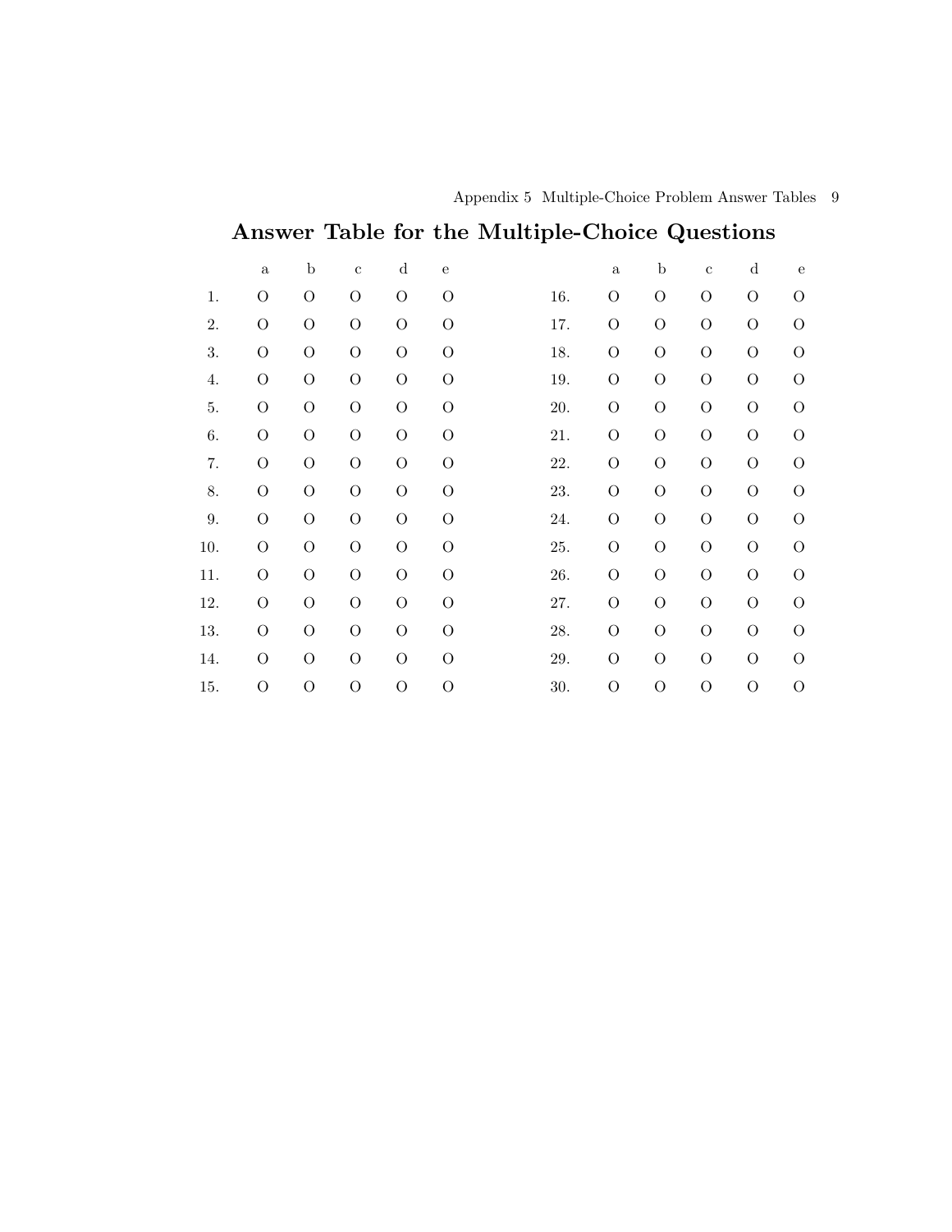# Answer Table for the Multiple-Choice Questions

|  | a | b | c | d | e |  | a | b | c | d | e |
|---|---|---|---|---|---|---|---|---|---|---|---|
| 1. | O | O | O | O | O | 16. | O | O | O | O | O |
| 2. | O | O | O | O | O | 17. | O | O | O | O | O |
| 3. | O | O | O | O | O | 18. | O | O | O | O | O |
| 4. | O | O | O | O | O | 19. | O | O | O | O | O |
| 5. | O | O | O | O | O | 20. | O | O | O | O | O |
| 6. | O | O | O | O | O | 21. | O | O | O | O | O |
| 7. | O | O | O | O | O | 22. | O | O | O | O | O |
| 8. | O | O | O | O | O | 23. | O | O | O | O | O |
| 9. | O | O | O | O | O | 24. | O | O | O | O | O |
| 10. | O | O | O | O | O | 25. | O | O | O | O | O |
| 11. | O | O | O | O | O | 26. | O | O | O | O | O |
| 12. | O | O | O | O | O | 27. | O | O | O | O | O |
| 13. | O | O | O | O | O | 28. | O | O | O | O | O |
| 14. | O | O | O | O | O | 29. | O | O | O | O | O |
| 15. | O | O | O | O | O | 30. | O | O | O | O | O |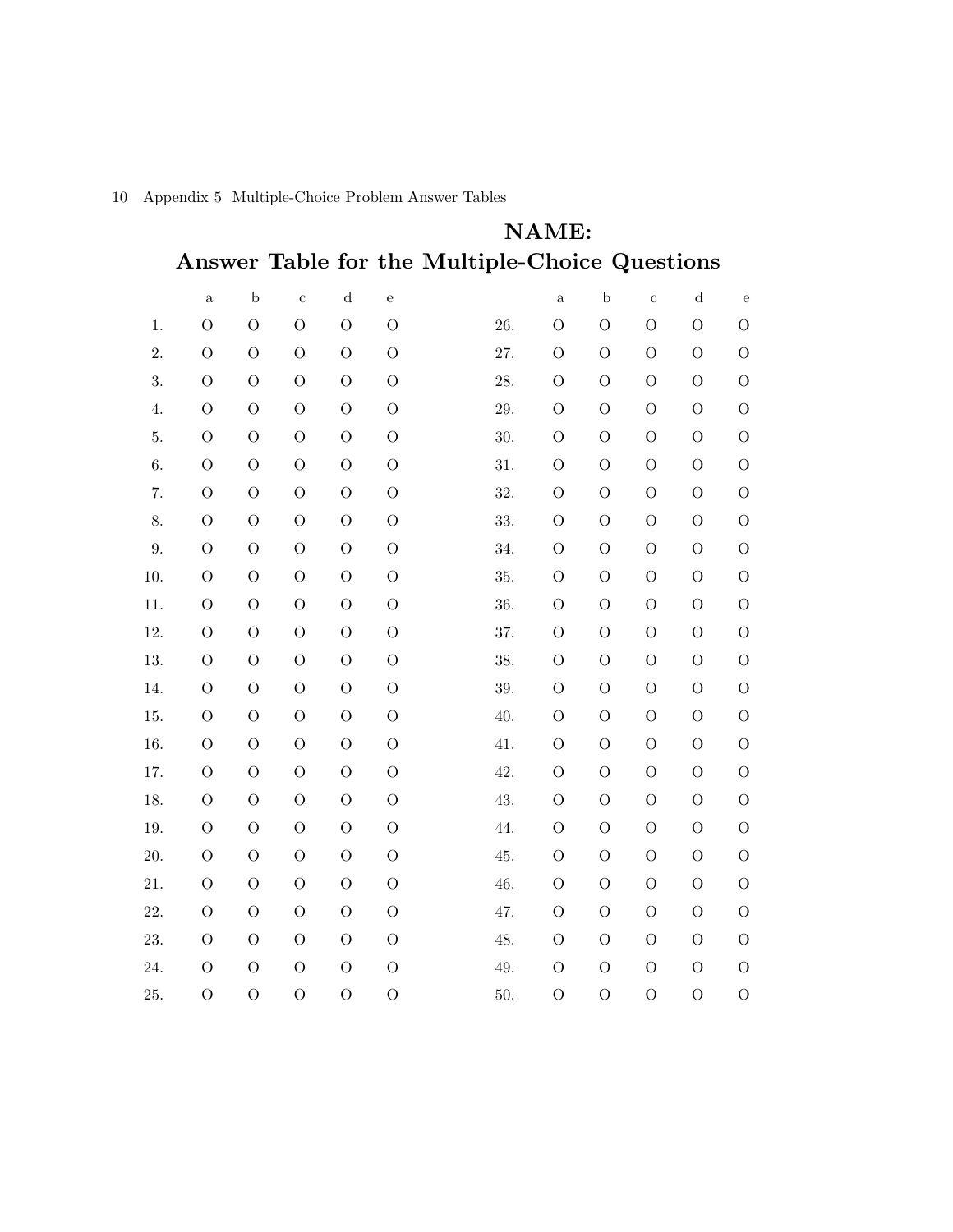**NAME:**

## Answer Table for the Multiple-Choice Questions

| | a | b | c | d | e | | a | b | c | d | e |
|---|---|---|---|---|---|---|---|---|---|---|---|
| 1. | O | O | O | O | O | 26. | O | O | O | O | O |
| 2. | O | O | O | O | O | 27. | O | O | O | O | O |
| 3. | O | O | O | O | O | 28. | O | O | O | O | O |
| 4. | O | O | O | O | O | 29. | O | O | O | O | O |
| 5. | O | O | O | O | O | 30. | O | O | O | O | O |
| 6. | O | O | O | O | O | 31. | O | O | O | O | O |
| 7. | O | O | O | O | O | 32. | O | O | O | O | O |
| 8. | O | O | O | O | O | 33. | O | O | O | O | O |
| 9. | O | O | O | O | O | 34. | O | O | O | O | O |
| 10. | O | O | O | O | O | 35. | O | O | O | O | O |
| 11. | O | O | O | O | O | 36. | O | O | O | O | O |
| 12. | O | O | O | O | O | 37. | O | O | O | O | O |
| 13. | O | O | O | O | O | 38. | O | O | O | O | O |
| 14. | O | O | O | O | O | 39. | O | O | O | O | O |
| 15. | O | O | O | O | O | 40. | O | O | O | O | O |
| 16. | O | O | O | O | O | 41. | O | O | O | O | O |
| 17. | O | O | O | O | O | 42. | O | O | O | O | O |
| 18. | O | O | O | O | O | 43. | O | O | O | O | O |
| 19. | O | O | O | O | O | 44. | O | O | O | O | O |
| 20. | O | O | O | O | O | 45. | O | O | O | O | O |
| 21. | O | O | O | O | O | 46. | O | O | O | O | O |
| 22. | O | O | O | O | O | 47. | O | O | O | O | O |
| 23. | O | O | O | O | O | 48. | O | O | O | O | O |
| 24. | O | O | O | O | O | 49. | O | O | O | O | O |
| 25. | O | O | O | O | O | 50. | O | O | O | O | O |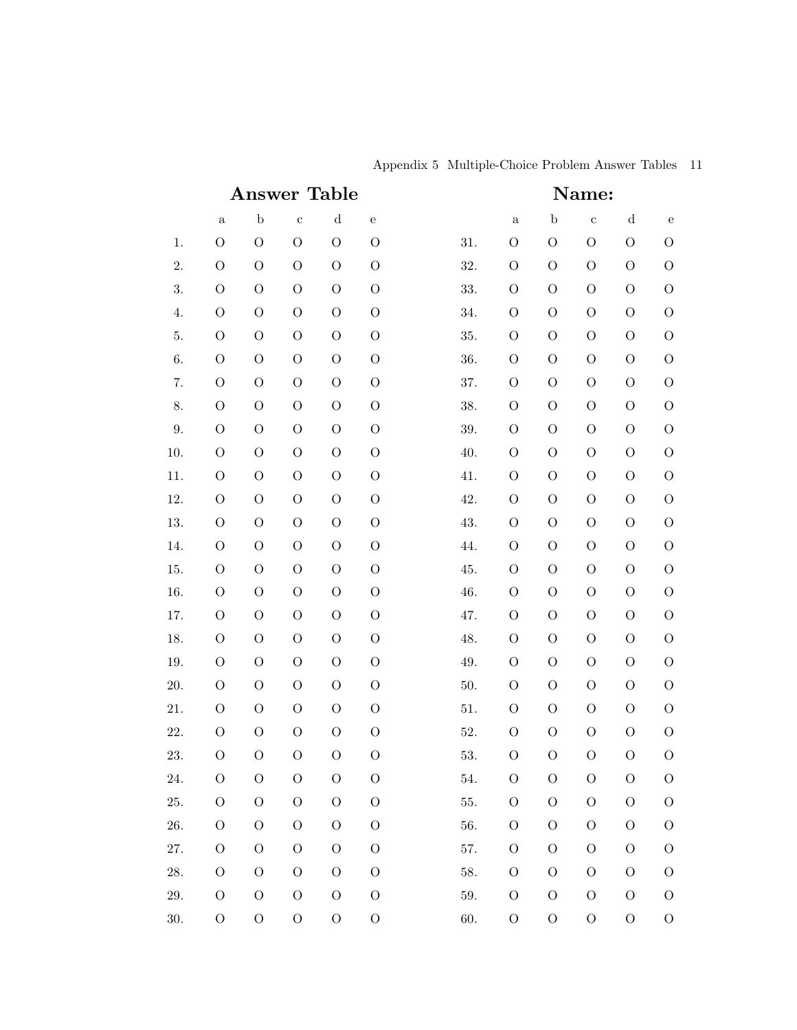## Answer Table

## Name:

| | a | b | c | d | e |
|---|---|---|---|---|---|
| 1. | O | O | O | O | O |
| 2. | O | O | O | O | O |
| 3. | O | O | O | O | O |
| 4. | O | O | O | O | O |
| 5. | O | O | O | O | O |
| 6. | O | O | O | O | O |
| 7. | O | O | O | O | O |
| 8. | O | O | O | O | O |
| 9. | O | O | O | O | O |
| 10. | O | O | O | O | O |
| 11. | O | O | O | O | O |
| 12. | O | O | O | O | O |
| 13. | O | O | O | O | O |
| 14. | O | O | O | O | O |
| 15. | O | O | O | O | O |
| 16. | O | O | O | O | O |
| 17. | O | O | O | O | O |
| 18. | O | O | O | O | O |
| 19. | O | O | O | O | O |
| 20. | O | O | O | O | O |
| 21. | O | O | O | O | O |
| 22. | O | O | O | O | O |
| 23. | O | O | O | O | O |
| 24. | O | O | O | O | O |
| 25. | O | O | O | O | O |
| 26. | O | O | O | O | O |
| 27. | O | O | O | O | O |
| 28. | O | O | O | O | O |
| 29. | O | O | O | O | O |
| 30. | O | O | O | O | O |

| | a | b | c | d | e |
|---|---|---|---|---|---|
| 31. | O | O | O | O | O |
| 32. | O | O | O | O | O |
| 33. | O | O | O | O | O |
| 34. | O | O | O | O | O |
| 35. | O | O | O | O | O |
| 36. | O | O | O | O | O |
| 37. | O | O | O | O | O |
| 38. | O | O | O | O | O |
| 39. | O | O | O | O | O |
| 40. | O | O | O | O | O |
| 41. | O | O | O | O | O |
| 42. | O | O | O | O | O |
| 43. | O | O | O | O | O |
| 44. | O | O | O | O | O |
| 45. | O | O | O | O | O |
| 46. | O | O | O | O | O |
| 47. | O | O | O | O | O |
| 48. | O | O | O | O | O |
| 49. | O | O | O | O | O |
| 50. | O | O | O | O | O |
| 51. | O | O | O | O | O |
| 52. | O | O | O | O | O |
| 53. | O | O | O | O | O |
| 54. | O | O | O | O | O |
| 55. | O | O | O | O | O |
| 56. | O | O | O | O | O |
| 57. | O | O | O | O | O |
| 58. | O | O | O | O | O |
| 59. | O | O | O | O | O |
| 60. | O | O | O | O | O |